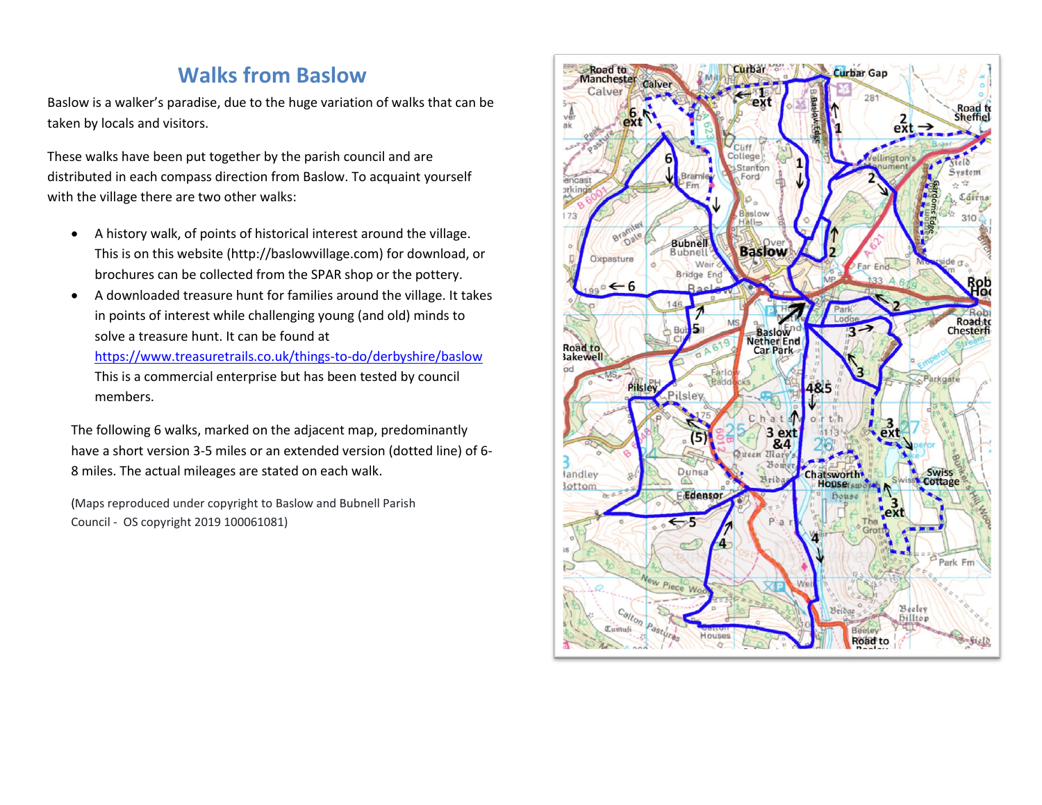# Walks from Baslow

Baslow is a walker's paradise, due to the huge variation of walks that can be taken by locals and visitors.

These walks have been put together by the parish council and are distributed in each compass direction from Baslow. To acquaint yourself with the village there are two other walks:

- A history walk, of points of historical interest around the village. This is on this website (http://baslowvillage.com) for download, or brochures can be collected from the SPAR shop or the pottery.
- A downloaded treasure hunt for families around the village. It takes in points of interest while challenging young (and old) minds to solve a treasure hunt. It can be found at [https://www.treasuretrails.co.uk/things-to-do/derbyshire/baslow](https://www.treasuretrails.co.uk/things-to-do/derbyshire/baslow) This is a commercial enterprise but has been tested by council members.

The following 6 walks, marked on the adjacent map, predominantly have a short version 3-5 miles or an extended version (dotted line) of 6-8 miles. The actual mileages are stated on each walk.

(Maps reproduced under copyright to Baslow and Bubnell Parish Council - OS copyright 2019 100061081)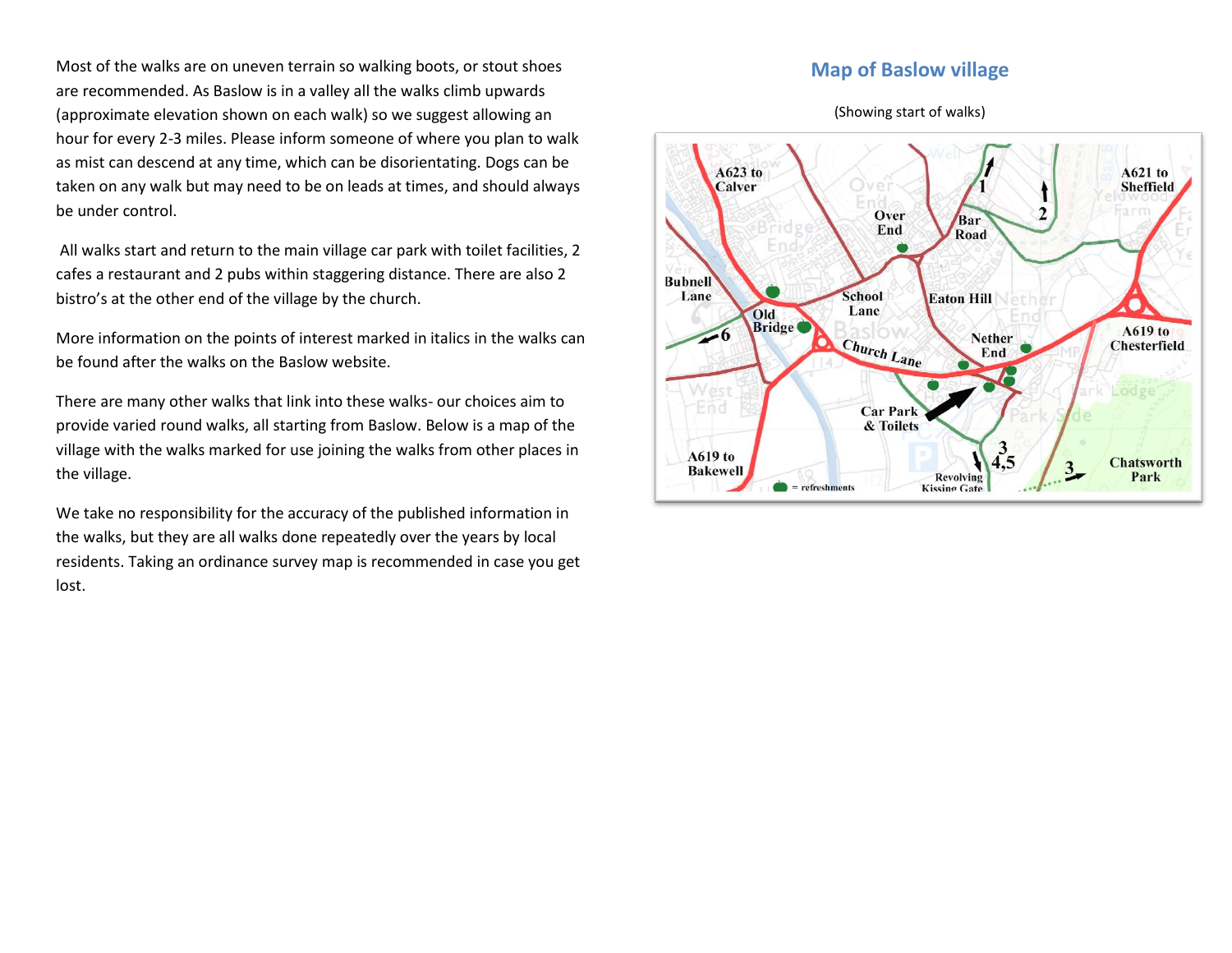Most of the walks are on uneven terrain so walking boots, or stout shoes are recommended. As Baslow is in a valley all the walks climb upwards (approximate elevation shown on each walk) so we suggest allowing an hour for every 2-3 miles. Please inform someone of where you plan to walk as mist can descend at any time, which can be disorientating. Dogs can be taken on any walk but may need to be on leads at times, and should always be under control.

All walks start and return to the main village car park with toilet facilities, 2 cafes a restaurant and 2 pubs within staggering distance. There are also 2 bistro's at the other end of the village by the church.

More information on the points of interest marked in italics in the walks can be found after the walks on the Baslow website.

There are many other walks that link into these walks- our choices aim to provide varied round walks, all starting from Baslow. Below is a map of the village with the walks marked for use joining the walks from other places in the village.

We take no responsibility for the accuracy of the published information in the walks, but they are all walks done repeatedly over the years by local residents. Taking an ordinance survey map is recommended in case you get lost.

## Map of Baslow village

(Showing start of walks)

A623 to Calver
Over End
Bar Road
1
2
A621 to Sheffield
Bubnell Lane
Old Bridge
School Lane
Eaton Hill
6
Church Lane
Nether End
A619 to Chesterfield
Car Park & Toilets
3 4,5
3
A619 to Bakewell
Revolving Kissing Gate
Chatsworth Park
= refreshments